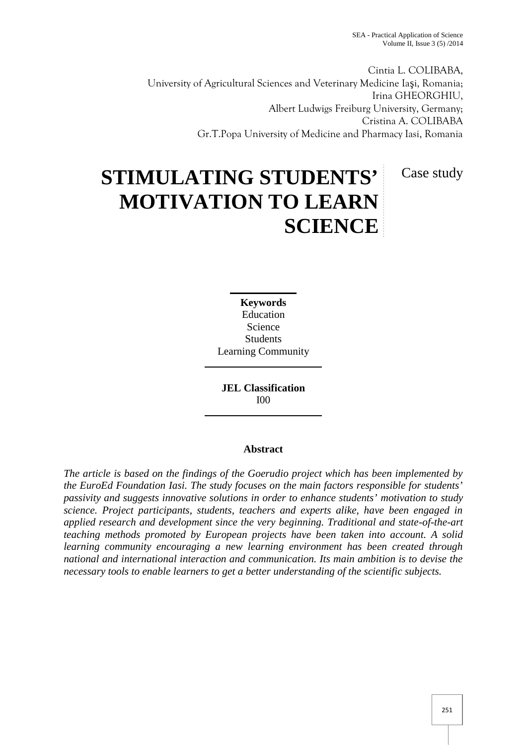Cintia L. COLIBABA,
University of Agricultural Sciences and Veterinary Medicine Iaşi, Romania;
Irina GHEORGHIU,
Albert Ludwigs Freiburg University, Germany;
Cristina A. COLIBABA
Gr.T.Popa University of Medicine and Pharmacy Iasi, Romania

# STIMULATING STUDENTS' MOTIVATION TO LEARN SCIENCE

Case study

**Keywords**
Education
Science
Students
Learning Community

**JEL Classification**
I00

**Abstract**

*The article is based on the findings of the Goerudio project which has been implemented by the EuroEd Foundation Iasi. The study focuses on the main factors responsible for students' passivity and suggests innovative solutions in order to enhance students' motivation to study science. Project participants, students, teachers and experts alike, have been engaged in applied research and development since the very beginning. Traditional and state-of-the-art teaching methods promoted by European projects have been taken into account. A solid learning community encouraging a new learning environment has been created through national and international interaction and communication. Its main ambition is to devise the necessary tools to enable learners to get a better understanding of the scientific subjects.*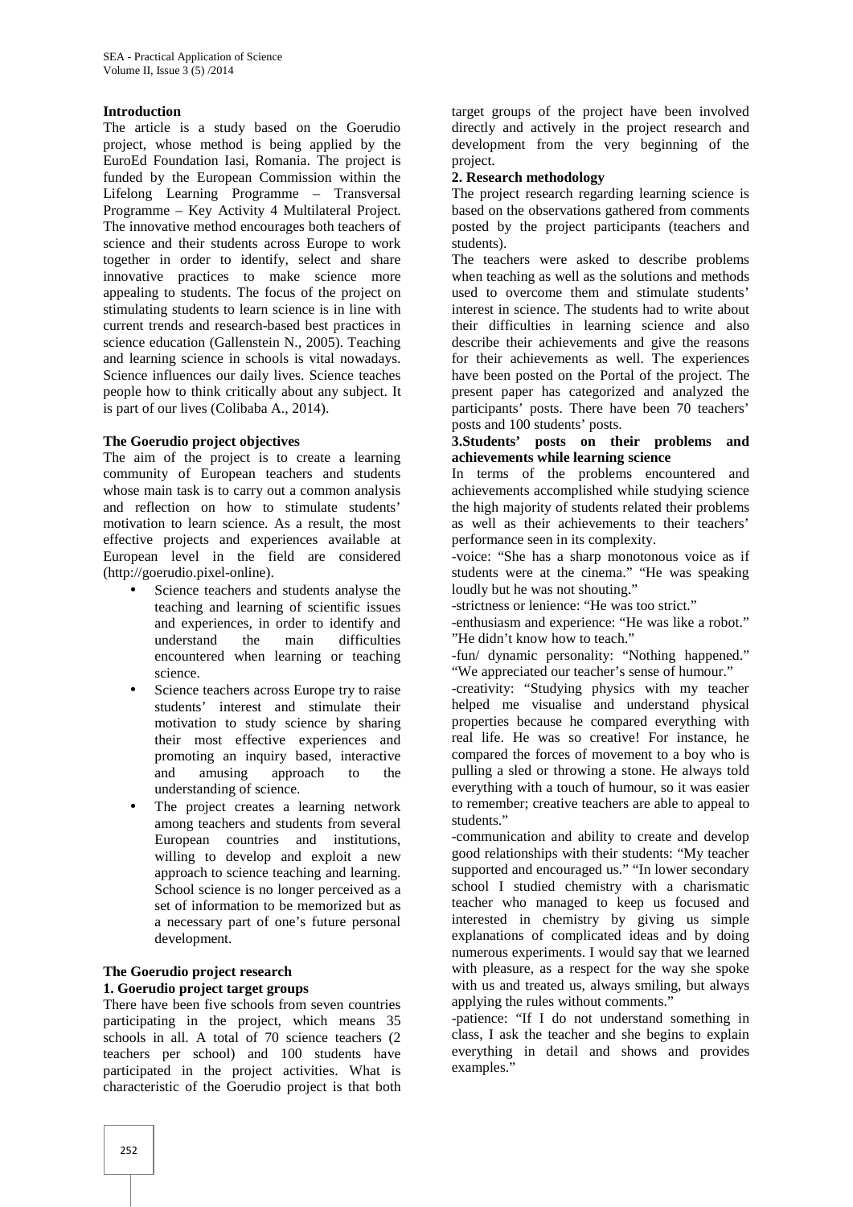## Introduction

The article is a study based on the Goerudio project, whose method is being applied by the EuroEd Foundation Iasi, Romania. The project is funded by the European Commission within the Lifelong Learning Programme – Transversal Programme – Key Activity 4 Multilateral Project. The innovative method encourages both teachers of science and their students across Europe to work together in order to identify, select and share innovative practices to make science more appealing to students. The focus of the project on stimulating students to learn science is in line with current trends and research-based best practices in science education (Gallenstein N., 2005). Teaching and learning science in schools is vital nowadays. Science influences our daily lives. Science teaches people how to think critically about any subject. It is part of our lives (Colibaba A., 2014).

## The Goerudio project objectives

The aim of the project is to create a learning community of European teachers and students whose main task is to carry out a common analysis and reflection on how to stimulate students' motivation to learn science. As a result, the most effective projects and experiences available at European level in the field are considered (http://goerudio.pixel-online).

- Science teachers and students analyse the teaching and learning of scientific issues and experiences, in order to identify and understand the main difficulties encountered when learning or teaching science.
- Science teachers across Europe try to raise students' interest and stimulate their motivation to study science by sharing their most effective experiences and promoting an inquiry based, interactive and amusing approach to the understanding of science.
- The project creates a learning network among teachers and students from several European countries and institutions, willing to develop and exploit a new approach to science teaching and learning. School science is no longer perceived as a set of information to be memorized but as a necessary part of one's future personal development.

## The Goerudio project research

### 1. Goerudio project target groups

There have been five schools from seven countries participating in the project, which means 35 schools in all. A total of 70 science teachers (2 teachers per school) and 100 students have participated in the project activities. What is characteristic of the Goerudio project is that both target groups of the project have been involved directly and actively in the project research and development from the very beginning of the project.

### 2. Research methodology

The project research regarding learning science is based on the observations gathered from comments posted by the project participants (teachers and students).

The teachers were asked to describe problems when teaching as well as the solutions and methods used to overcome them and stimulate students' interest in science. The students had to write about their difficulties in learning science and also describe their achievements and give the reasons for their achievements as well. The experiences have been posted on the Portal of the project. The present paper has categorized and analyzed the participants' posts. There have been 70 teachers' posts and 100 students' posts.

### 3.Students' posts on their problems and achievements while learning science

In terms of the problems encountered and achievements accomplished while studying science the high majority of students related their problems as well as their achievements to their teachers' performance seen in its complexity.

-voice: "She has a sharp monotonous voice as if students were at the cinema." "He was speaking loudly but he was not shouting."

-strictness or lenience: "He was too strict."

-enthusiasm and experience: "He was like a robot." "He didn't know how to teach."

-fun/ dynamic personality: "Nothing happened." "We appreciated our teacher's sense of humour."

-creativity: "Studying physics with my teacher helped me visualise and understand physical properties because he compared everything with real life. He was so creative! For instance, he compared the forces of movement to a boy who is pulling a sled or throwing a stone. He always told everything with a touch of humour, so it was easier to remember; creative teachers are able to appeal to students."

-communication and ability to create and develop good relationships with their students: "My teacher supported and encouraged us." "In lower secondary school I studied chemistry with a charismatic teacher who managed to keep us focused and interested in chemistry by giving us simple explanations of complicated ideas and by doing numerous experiments. I would say that we learned with pleasure, as a respect for the way she spoke with us and treated us, always smiling, but always applying the rules without comments."

-patience: "If I do not understand something in class, I ask the teacher and she begins to explain everything in detail and shows and provides examples."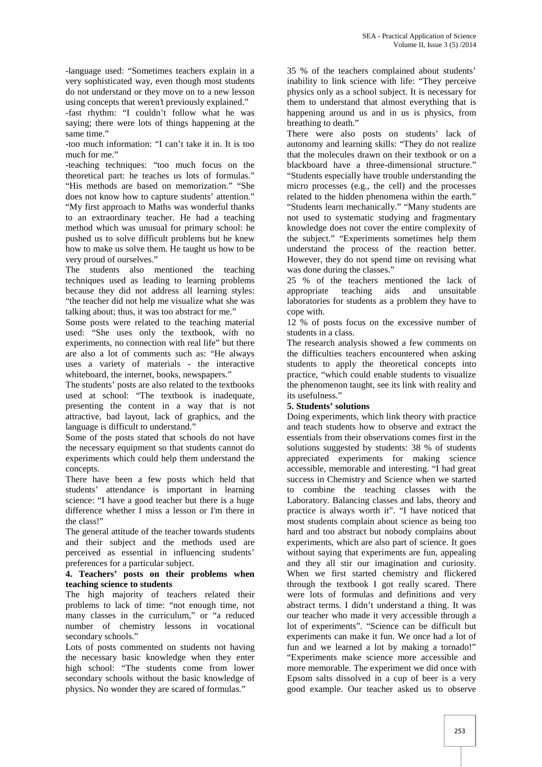-language used: "Sometimes teachers explain in a very sophisticated way, even though most students do not understand or they move on to a new lesson using concepts that weren't previously explained."

-fast rhythm: "I couldn't follow what he was saying; there were lots of things happening at the same time."

-too much information: "I can't take it in. It is too much for me."

-teaching techniques: "too much focus on the theoretical part: he teaches us lots of formulas." "His methods are based on memorization." "She does not know how to capture students' attention." "My first approach to Maths was wonderful thanks to an extraordinary teacher. He had a teaching method which was unusual for primary school: he pushed us to solve difficult problems but he knew how to make us solve them. He taught us how to be very proud of ourselves."

The students also mentioned the teaching techniques used as leading to learning problems because they did not address all learning styles: "the teacher did not help me visualize what she was talking about; thus, it was too abstract for me."

Some posts were related to the teaching material used: "She uses only the textbook, with no experiments, no connection with real life" but there are also a lot of comments such as: "He always uses a variety of materials - the interactive whiteboard, the internet, books, newspapers."

The students' posts are also related to the textbooks used at school: "The textbook is inadequate, presenting the content in a way that is not attractive, bad layout, lack of graphics, and the language is difficult to understand."

Some of the posts stated that schools do not have the necessary equipment so that students cannot do experiments which could help them understand the concepts.

There have been a few posts which held that students' attendance is important in learning science: "I have a good teacher but there is a huge difference whether I miss a lesson or I'm there in the class!"

The general attitude of the teacher towards students and their subject and the methods used are perceived as essential in influencing students' preferences for a particular subject.

## 4. Teachers' posts on their problems when teaching science to students

The high majority of teachers related their problems to lack of time: "not enough time, not many classes in the curriculum," or "a reduced number of chemistry lessons in vocational secondary schools."

Lots of posts commented on students not having the necessary basic knowledge when they enter high school: "The students come from lower secondary schools without the basic knowledge of physics. No wonder they are scared of formulas."

35 % of the teachers complained about students' inability to link science with life: "They perceive physics only as a school subject. It is necessary for them to understand that almost everything that is happening around us and in us is physics, from breathing to death."

There were also posts on students' lack of autonomy and learning skills: "They do not realize that the molecules drawn on their textbook or on a blackboard have a three-dimensional structure." "Students especially have trouble understanding the micro processes (e.g., the cell) and the processes related to the hidden phenomena within the earth." "Students learn mechanically." "Many students are not used to systematic studying and fragmentary knowledge does not cover the entire complexity of the subject." "Experiments sometimes help them understand the process of the reaction better. However, they do not spend time on revising what was done during the classes."

25 % of the teachers mentioned the lack of appropriate teaching aids and unsuitable laboratories for students as a problem they have to cope with.

12 % of posts focus on the excessive number of students in a class.

The research analysis showed a few comments on the difficulties teachers encountered when asking students to apply the theoretical concepts into practice, "which could enable students to visualize the phenomenon taught, see its link with reality and its usefulness."

## 5. Students' solutions

Doing experiments, which link theory with practice and teach students how to observe and extract the essentials from their observations comes first in the solutions suggested by students: 38 % of students appreciated experiments for making science accessible, memorable and interesting. "I had great success in Chemistry and Science when we started to combine the teaching classes with the Laboratory. Balancing classes and labs, theory and practice is always worth it". "I have noticed that most students complain about science as being too hard and too abstract but nobody complains about experiments, which are also part of science. It goes without saying that experiments are fun, appealing and they all stir our imagination and curiosity. When we first started chemistry and flickered through the textbook I got really scared. There were lots of formulas and definitions and very abstract terms. I didn't understand a thing. It was our teacher who made it very accessible through a lot of experiments". "Science can be difficult but experiments can make it fun. We once had a lot of fun and we learned a lot by making a tornado!" "Experiments make science more accessible and more memorable. The experiment we did once with Epsom salts dissolved in a cup of beer is a very good example. Our teacher asked us to observe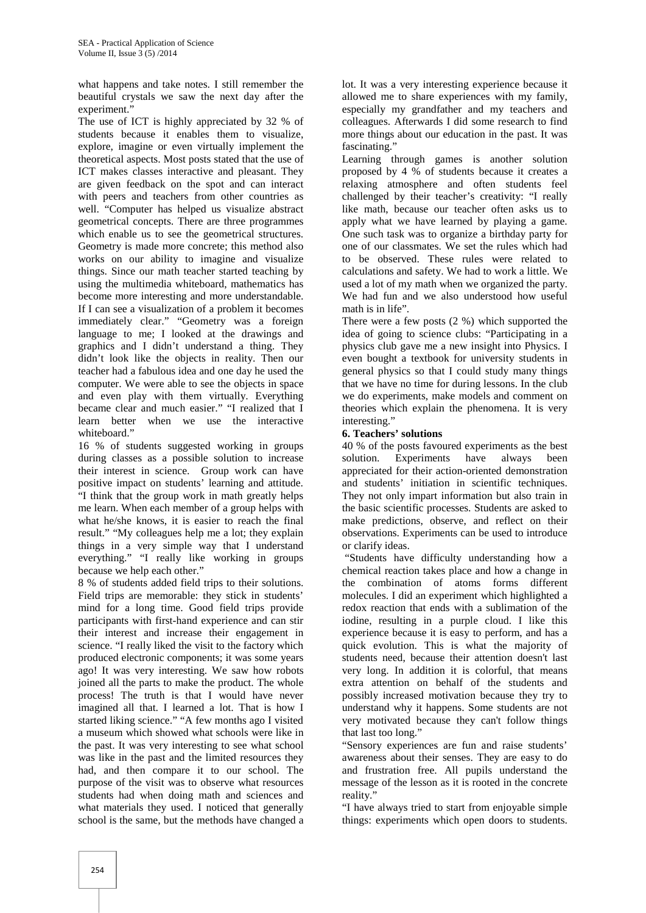what happens and take notes. I still remember the beautiful crystals we saw the next day after the experiment."

The use of ICT is highly appreciated by 32 % of students because it enables them to visualize, explore, imagine or even virtually implement the theoretical aspects. Most posts stated that the use of ICT makes classes interactive and pleasant. They are given feedback on the spot and can interact with peers and teachers from other countries as well. "Computer has helped us visualize abstract geometrical concepts. There are three programmes which enable us to see the geometrical structures. Geometry is made more concrete; this method also works on our ability to imagine and visualize things. Since our math teacher started teaching by using the multimedia whiteboard, mathematics has become more interesting and more understandable. If I can see a visualization of a problem it becomes immediately clear." "Geometry was a foreign language to me; I looked at the drawings and graphics and I didn't understand a thing. They didn't look like the objects in reality. Then our teacher had a fabulous idea and one day he used the computer. We were able to see the objects in space and even play with them virtually. Everything became clear and much easier." "I realized that I learn better when we use the interactive whiteboard."

16 % of students suggested working in groups during classes as a possible solution to increase their interest in science. Group work can have positive impact on students' learning and attitude. "I think that the group work in math greatly helps me learn. When each member of a group helps with what he/she knows, it is easier to reach the final result." "My colleagues help me a lot; they explain things in a very simple way that I understand everything." "I really like working in groups because we help each other."

8 % of students added field trips to their solutions. Field trips are memorable: they stick in students' mind for a long time. Good field trips provide participants with first-hand experience and can stir their interest and increase their engagement in science. "I really liked the visit to the factory which produced electronic components; it was some years ago! It was very interesting. We saw how robots joined all the parts to make the product. The whole process! The truth is that I would have never imagined all that. I learned a lot. That is how I started liking science." "A few months ago I visited a museum which showed what schools were like in the past. It was very interesting to see what school was like in the past and the limited resources they had, and then compare it to our school. The purpose of the visit was to observe what resources students had when doing math and sciences and what materials they used. I noticed that generally school is the same, but the methods have changed a lot. It was a very interesting experience because it allowed me to share experiences with my family, especially my grandfather and my teachers and colleagues. Afterwards I did some research to find more things about our education in the past. It was fascinating."

Learning through games is another solution proposed by 4 % of students because it creates a relaxing atmosphere and often students feel challenged by their teacher's creativity: "I really like math, because our teacher often asks us to apply what we have learned by playing a game. One such task was to organize a birthday party for one of our classmates. We set the rules which had to be observed. These rules were related to calculations and safety. We had to work a little. We used a lot of my math when we organized the party. We had fun and we also understood how useful math is in life".

There were a few posts (2 %) which supported the idea of going to science clubs: "Participating in a physics club gave me a new insight into Physics. I even bought a textbook for university students in general physics so that I could study many things that we have no time for during lessons. In the club we do experiments, make models and comment on theories which explain the phenomena. It is very interesting."

**6. Teachers' solutions**

40 % of the posts favoured experiments as the best solution. Experiments have always been appreciated for their action-oriented demonstration and students' initiation in scientific techniques. They not only impart information but also train in the basic scientific processes. Students are asked to make predictions, observe, and reflect on their observations. Experiments can be used to introduce or clarify ideas.

"Students have difficulty understanding how a chemical reaction takes place and how a change in the combination of atoms forms different molecules. I did an experiment which highlighted a redox reaction that ends with a sublimation of the iodine, resulting in a purple cloud. I like this experience because it is easy to perform, and has a quick evolution. This is what the majority of students need, because their attention doesn't last very long. In addition it is colorful, that means extra attention on behalf of the students and possibly increased motivation because they try to understand why it happens. Some students are not very motivated because they can't follow things that last too long."

"Sensory experiences are fun and raise students' awareness about their senses. They are easy to do and frustration free. All pupils understand the message of the lesson as it is rooted in the concrete reality."

"I have always tried to start from enjoyable simple things: experiments which open doors to students.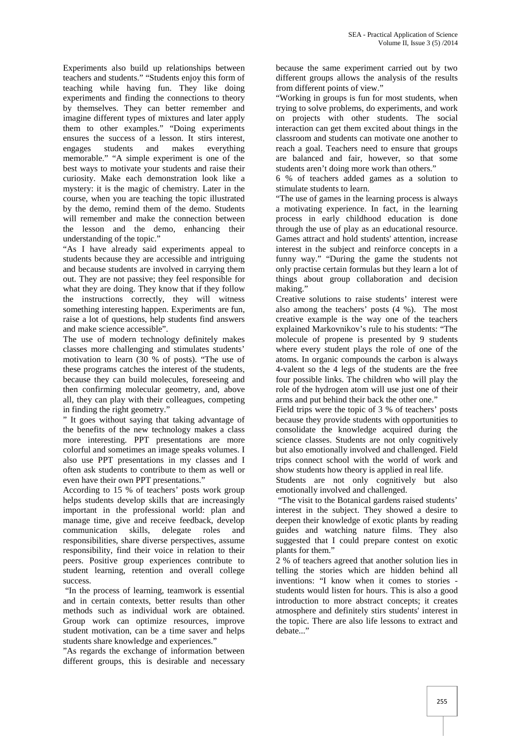Experiments also build up relationships between teachers and students." "Students enjoy this form of teaching while having fun. They like doing experiments and finding the connections to theory by themselves. They can better remember and imagine different types of mixtures and later apply them to other examples." "Doing experiments ensures the success of a lesson. It stirs interest, engages students and makes everything memorable." "A simple experiment is one of the best ways to motivate your students and raise their curiosity. Make each demonstration look like a mystery: it is the magic of chemistry. Later in the course, when you are teaching the topic illustrated by the demo, remind them of the demo. Students will remember and make the connection between the lesson and the demo, enhancing their understanding of the topic."

"As I have already said experiments appeal to students because they are accessible and intriguing and because students are involved in carrying them out. They are not passive; they feel responsible for what they are doing. They know that if they follow the instructions correctly, they will witness something interesting happen. Experiments are fun, raise a lot of questions, help students find answers and make science accessible".

The use of modern technology definitely makes classes more challenging and stimulates students' motivation to learn (30 % of posts). "The use of these programs catches the interest of the students, because they can build molecules, foreseeing and then confirming molecular geometry, and, above all, they can play with their colleagues, competing in finding the right geometry."

" It goes without saying that taking advantage of the benefits of the new technology makes a class more interesting. PPT presentations are more colorful and sometimes an image speaks volumes. I also use PPT presentations in my classes and I often ask students to contribute to them as well or even have their own PPT presentations."

According to 15 % of teachers' posts work group helps students develop skills that are increasingly important in the professional world: plan and manage time, give and receive feedback, develop communication skills, delegate roles and responsibilities, share diverse perspectives, assume responsibility, find their voice in relation to their peers. Positive group experiences contribute to student learning, retention and overall college success.

"In the process of learning, teamwork is essential and in certain contexts, better results than other methods such as individual work are obtained. Group work can optimize resources, improve student motivation, can be a time saver and helps students share knowledge and experiences."

"As regards the exchange of information between different groups, this is desirable and necessary because the same experiment carried out by two different groups allows the analysis of the results from different points of view."

"Working in groups is fun for most students, when trying to solve problems, do experiments, and work on projects with other students. The social interaction can get them excited about things in the classroom and students can motivate one another to reach a goal. Teachers need to ensure that groups are balanced and fair, however, so that some students aren't doing more work than others."

6 % of teachers added games as a solution to stimulate students to learn.

"The use of games in the learning process is always a motivating experience. In fact, in the learning process in early childhood education is done through the use of play as an educational resource. Games attract and hold students' attention, increase interest in the subject and reinforce concepts in a funny way." "During the game the students not only practise certain formulas but they learn a lot of things about group collaboration and decision making."

Creative solutions to raise students' interest were also among the teachers' posts (4 %). The most creative example is the way one of the teachers explained Markovnikov's rule to his students: "The molecule of propene is presented by 9 students where every student plays the role of one of the atoms. In organic compounds the carbon is always 4-valent so the 4 legs of the students are the free four possible links. The children who will play the role of the hydrogen atom will use just one of their arms and put behind their back the other one."

Field trips were the topic of 3 % of teachers' posts because they provide students with opportunities to consolidate the knowledge acquired during the science classes. Students are not only cognitively but also emotionally involved and challenged. Field trips connect school with the world of work and show students how theory is applied in real life.

Students are not only cognitively but also emotionally involved and challenged.

"The visit to the Botanical gardens raised students' interest in the subject. They showed a desire to deepen their knowledge of exotic plants by reading guides and watching nature films. They also suggested that I could prepare contest on exotic plants for them."

2 % of teachers agreed that another solution lies in telling the stories which are hidden behind all inventions: "I know when it comes to stories - students would listen for hours. This is also a good introduction to more abstract concepts; it creates atmosphere and definitely stirs students' interest in the topic. There are also life lessons to extract and debate..."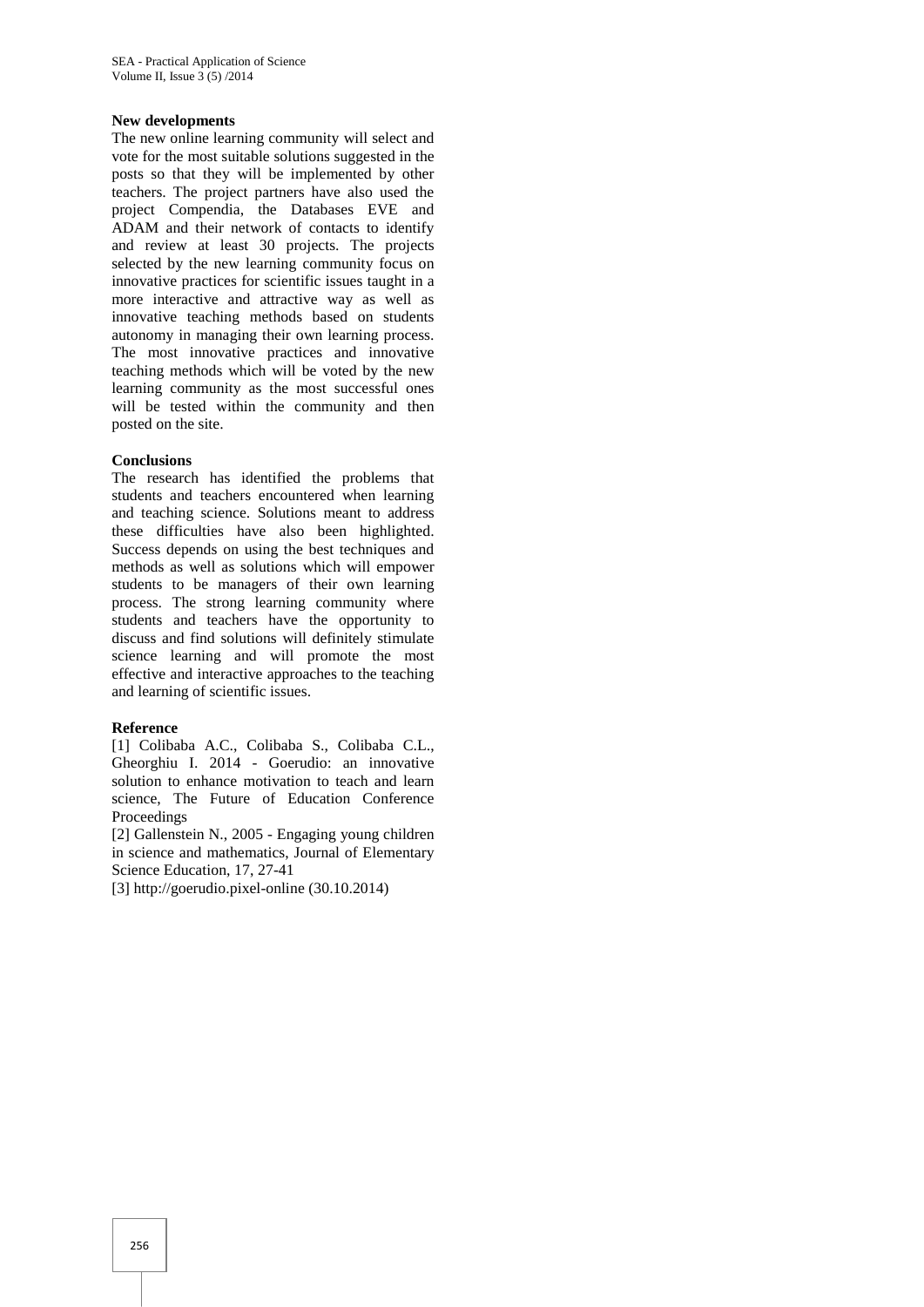## New developments

The new online learning community will select and vote for the most suitable solutions suggested in the posts so that they will be implemented by other teachers. The project partners have also used the project Compendia, the Databases EVE and ADAM and their network of contacts to identify and review at least 30 projects. The projects selected by the new learning community focus on innovative practices for scientific issues taught in a more interactive and attractive way as well as innovative teaching methods based on students autonomy in managing their own learning process. The most innovative practices and innovative teaching methods which will be voted by the new learning community as the most successful ones will be tested within the community and then posted on the site.

## Conclusions

The research has identified the problems that students and teachers encountered when learning and teaching science. Solutions meant to address these difficulties have also been highlighted. Success depends on using the best techniques and methods as well as solutions which will empower students to be managers of their own learning process. The strong learning community where students and teachers have the opportunity to discuss and find solutions will definitely stimulate science learning and will promote the most effective and interactive approaches to the teaching and learning of scientific issues.

## Reference

[1] Colibaba A.C., Colibaba S., Colibaba C.L., Gheorghiu I. 2014 - Goerudio: an innovative solution to enhance motivation to teach and learn science, The Future of Education Conference Proceedings

[2] Gallenstein N., 2005 - Engaging young children in science and mathematics, Journal of Elementary Science Education, 17, 27-41

[3] http://goerudio.pixel-online (30.10.2014)